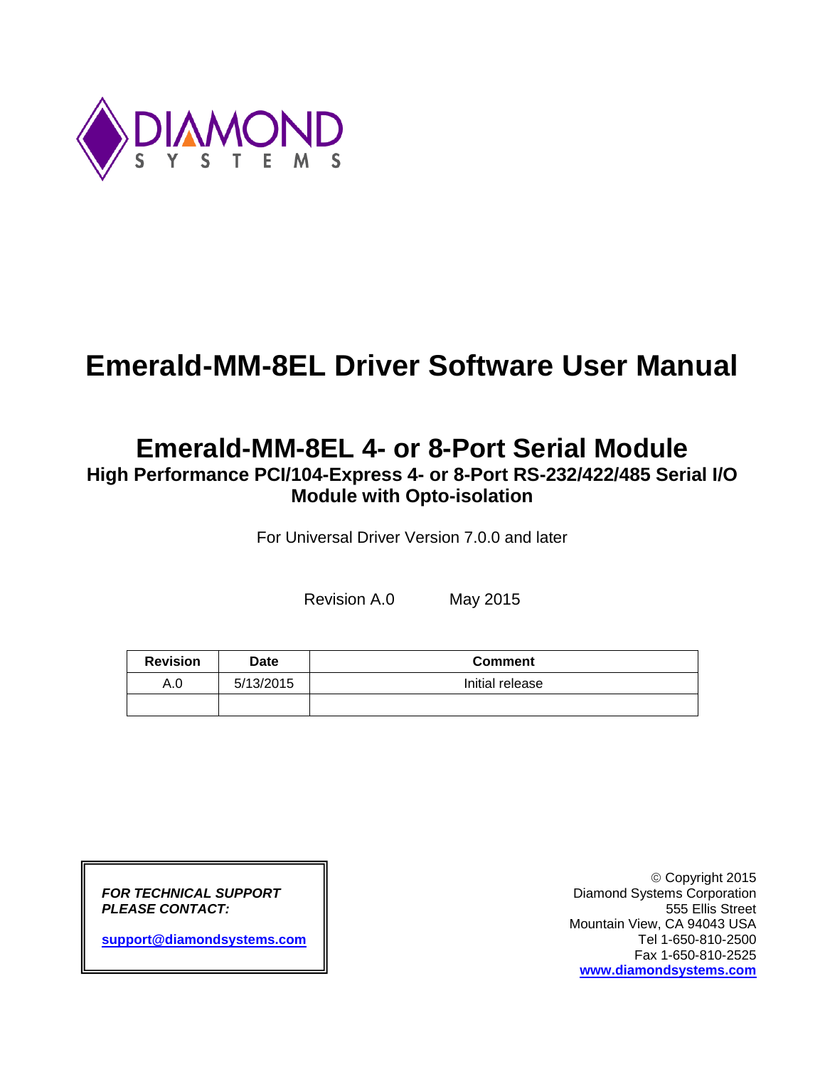DIAMOND SYSTEMS

# Emerald-MM-8EL Driver Software User Manual

## Emerald-MM-8EL 4- or 8-Port Serial Module

**High Performance PCI/104-Express 4- or 8-Port RS-232/422/485 Serial I/O Module with Opto-isolation**

For Universal Driver Version 7.0.0 and later

Revision A.0 May 2015

| Revision | Date | Comment |
|---|---|---|
| A.0 | 5/13/2015 | Initial release |
| | | |

***FOR TECHNICAL SUPPORT PLEASE CONTACT:***

**support@diamondsystems.com**

© Copyright 2015
Diamond Systems Corporation
555 Ellis Street
Mountain View, CA 94043 USA
Tel 1-650-810-2500
Fax 1-650-810-2525
**www.diamondsystems.com**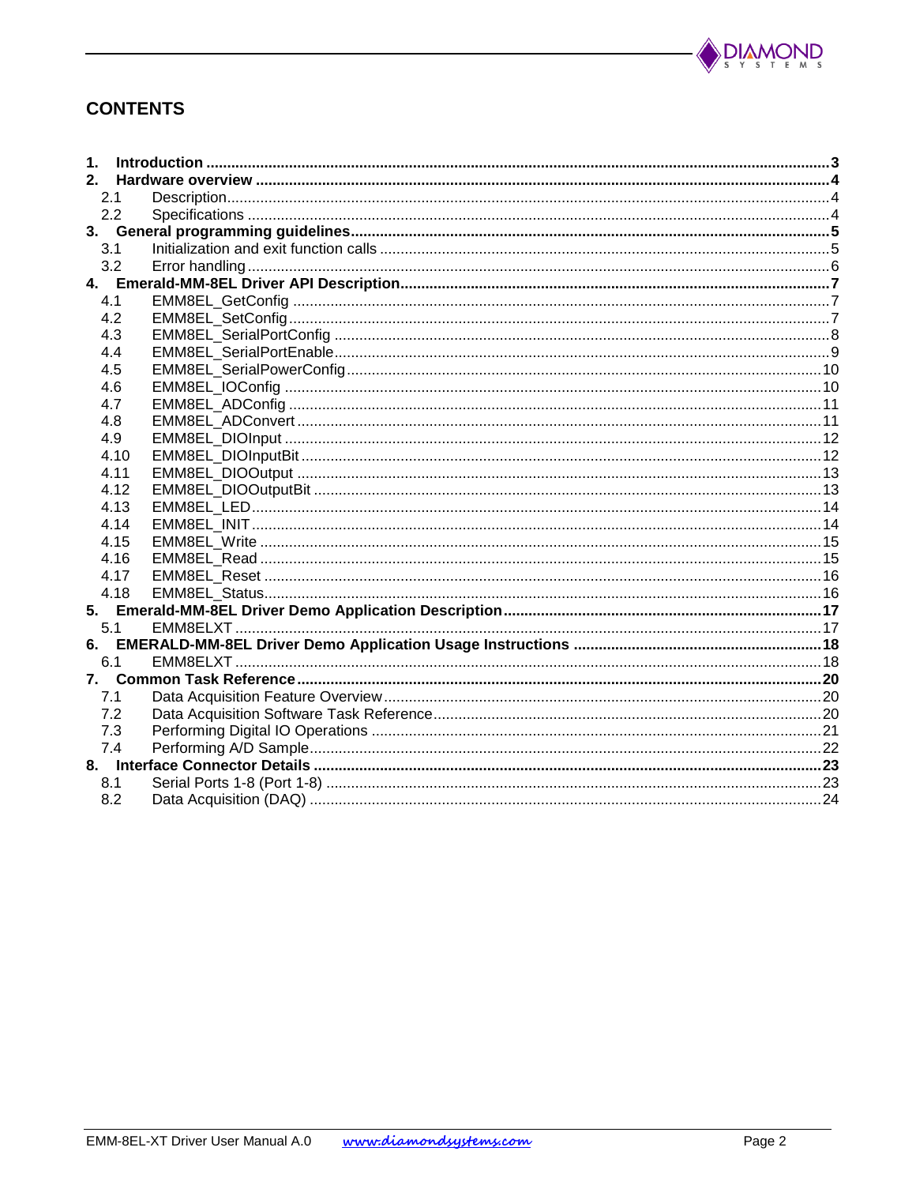## CONTENTS

**1. Introduction** .......... **3**

**2. Hardware overview** .......... **4**

- 2.1 Description .......... 4
- 2.2 Specifications .......... 4

**3. General programming guidelines** .......... **5**

- 3.1 Initialization and exit function calls .......... 5
- 3.2 Error handling .......... 6

**4. Emerald-MM-8EL Driver API Description** .......... **7**

- 4.1 EMM8EL_GetConfig .......... 7
- 4.2 EMM8EL_SetConfig .......... 7
- 4.3 EMM8EL_SerialPortConfig .......... 8
- 4.4 EMM8EL_SerialPortEnable .......... 9
- 4.5 EMM8EL_SerialPowerConfig .......... 10
- 4.6 EMM8EL_IOConfig .......... 10
- 4.7 EMM8EL_ADConfig .......... 11
- 4.8 EMM8EL_ADConvert .......... 11
- 4.9 EMM8EL_DIOInput .......... 12
- 4.10 EMM8EL_DIOInputBit .......... 12
- 4.11 EMM8EL_DIOOutput .......... 13
- 4.12 EMM8EL_DIOOutputBit .......... 13
- 4.13 EMM8EL_LED .......... 14
- 4.14 EMM8EL_INIT .......... 14
- 4.15 EMM8EL_Write .......... 15
- 4.16 EMM8EL_Read .......... 15
- 4.17 EMM8EL_Reset .......... 16
- 4.18 EMM8EL_Status .......... 16

**5. Emerald-MM-8EL Driver Demo Application Description** .......... **17**

- 5.1 EMM8ELXT .......... 17

**6. EMERALD-MM-8EL Driver Demo Application Usage Instructions** .......... **18**

- 6.1 EMM8ELXT .......... 18

**7. Common Task Reference** .......... **20**

- 7.1 Data Acquisition Feature Overview .......... 20
- 7.2 Data Acquisition Software Task Reference .......... 20
- 7.3 Performing Digital IO Operations .......... 21
- 7.4 Performing A/D Sample .......... 22

**8. Interface Connector Details** .......... **23**

- 8.1 Serial Ports 1-8 (Port 1-8) .......... 23
- 8.2 Data Acquisition (DAQ) .......... 24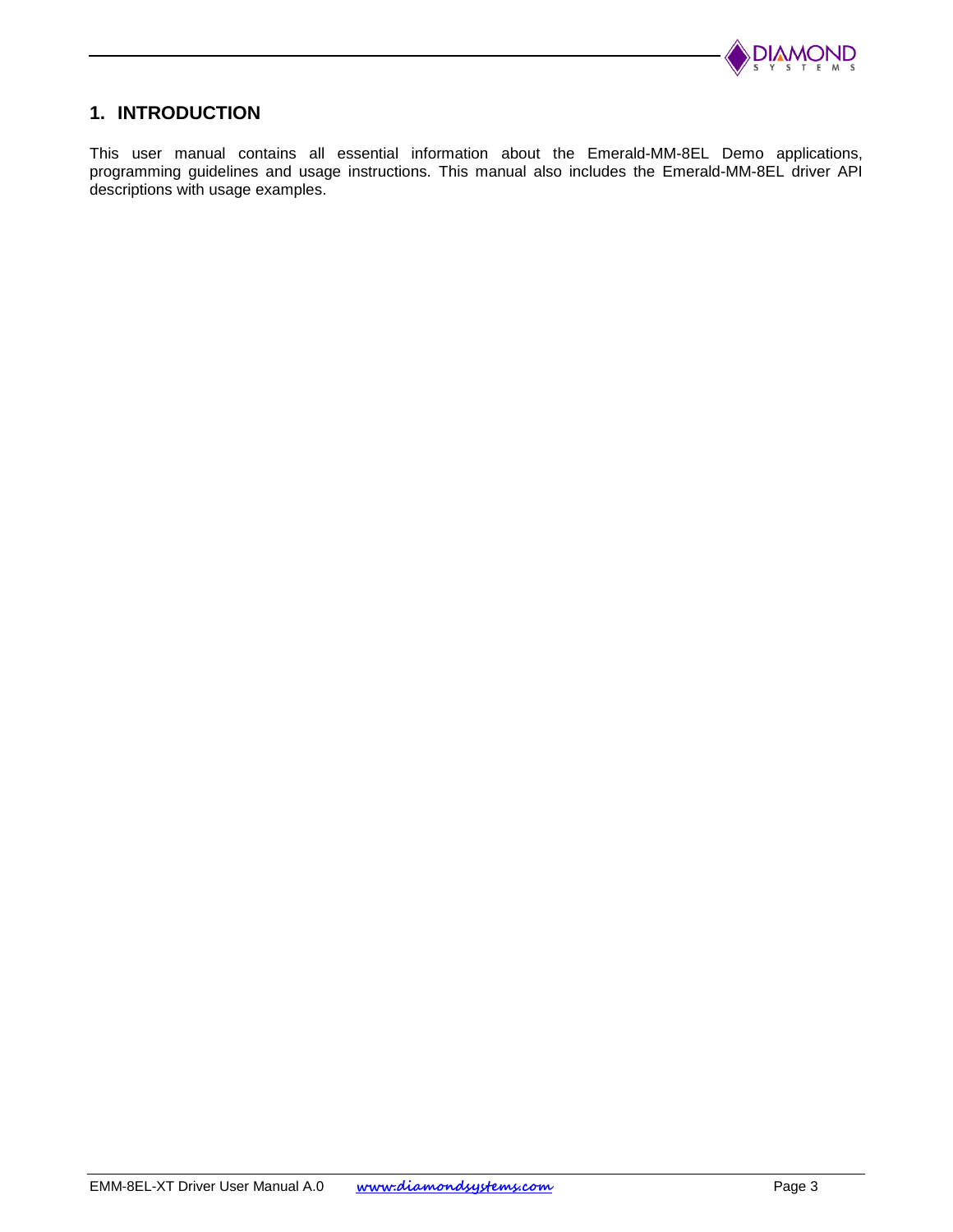# 1. INTRODUCTION

This user manual contains all essential information about the Emerald-MM-8EL Demo applications, programming guidelines and usage instructions. This manual also includes the Emerald-MM-8EL driver API descriptions with usage examples.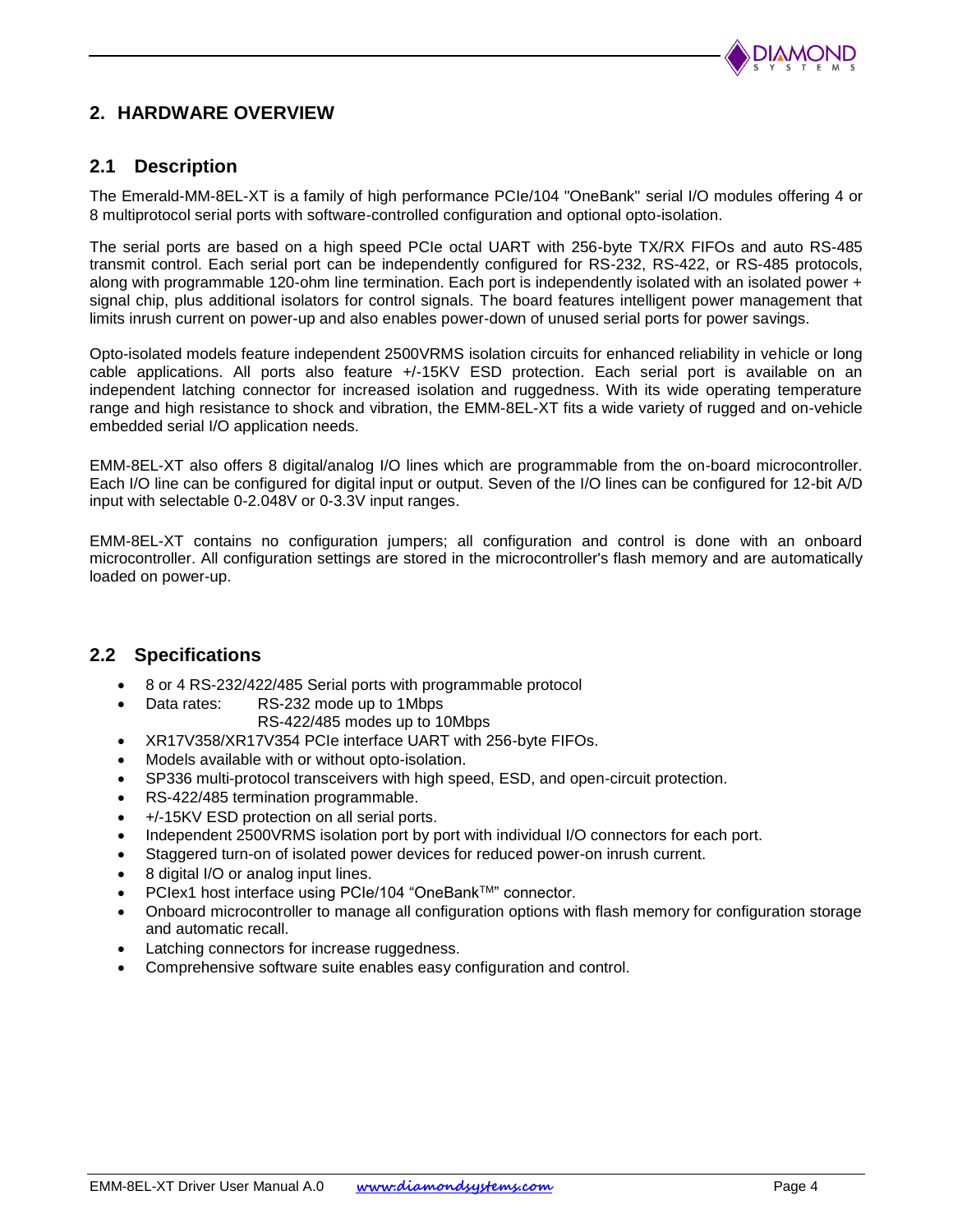# 2. HARDWARE OVERVIEW

## 2.1 Description

The Emerald-MM-8EL-XT is a family of high performance PCIe/104 "OneBank" serial I/O modules offering 4 or 8 multiprotocol serial ports with software-controlled configuration and optional opto-isolation.

The serial ports are based on a high speed PCIe octal UART with 256-byte TX/RX FIFOs and auto RS-485 transmit control. Each serial port can be independently configured for RS-232, RS-422, or RS-485 protocols, along with programmable 120-ohm line termination. Each port is independently isolated with an isolated power + signal chip, plus additional isolators for control signals. The board features intelligent power management that limits inrush current on power-up and also enables power-down of unused serial ports for power savings.

Opto-isolated models feature independent 2500VRMS isolation circuits for enhanced reliability in vehicle or long cable applications. All ports also feature +/-15KV ESD protection. Each serial port is available on an independent latching connector for increased isolation and ruggedness. With its wide operating temperature range and high resistance to shock and vibration, the EMM-8EL-XT fits a wide variety of rugged and on-vehicle embedded serial I/O application needs.

EMM-8EL-XT also offers 8 digital/analog I/O lines which are programmable from the on-board microcontroller. Each I/O line can be configured for digital input or output. Seven of the I/O lines can be configured for 12-bit A/D input with selectable 0-2.048V or 0-3.3V input ranges.

EMM-8EL-XT contains no configuration jumpers; all configuration and control is done with an onboard microcontroller. All configuration settings are stored in the microcontroller's flash memory and are automatically loaded on power-up.

## 2.2 Specifications

- 8 or 4 RS-232/422/485 Serial ports with programmable protocol
- Data rates: RS-232 mode up to 1Mbps
  RS-422/485 modes up to 10Mbps
- XR17V358/XR17V354 PCIe interface UART with 256-byte FIFOs.
- Models available with or without opto-isolation.
- SP336 multi-protocol transceivers with high speed, ESD, and open-circuit protection.
- RS-422/485 termination programmable.
- +/-15KV ESD protection on all serial ports.
- Independent 2500VRMS isolation port by port with individual I/O connectors for each port.
- Staggered turn-on of isolated power devices for reduced power-on inrush current.
- 8 digital I/O or analog input lines.
- PCIex1 host interface using PCIe/104 "OneBank™" connector.
- Onboard microcontroller to manage all configuration options with flash memory for configuration storage and automatic recall.
- Latching connectors for increase ruggedness.
- Comprehensive software suite enables easy configuration and control.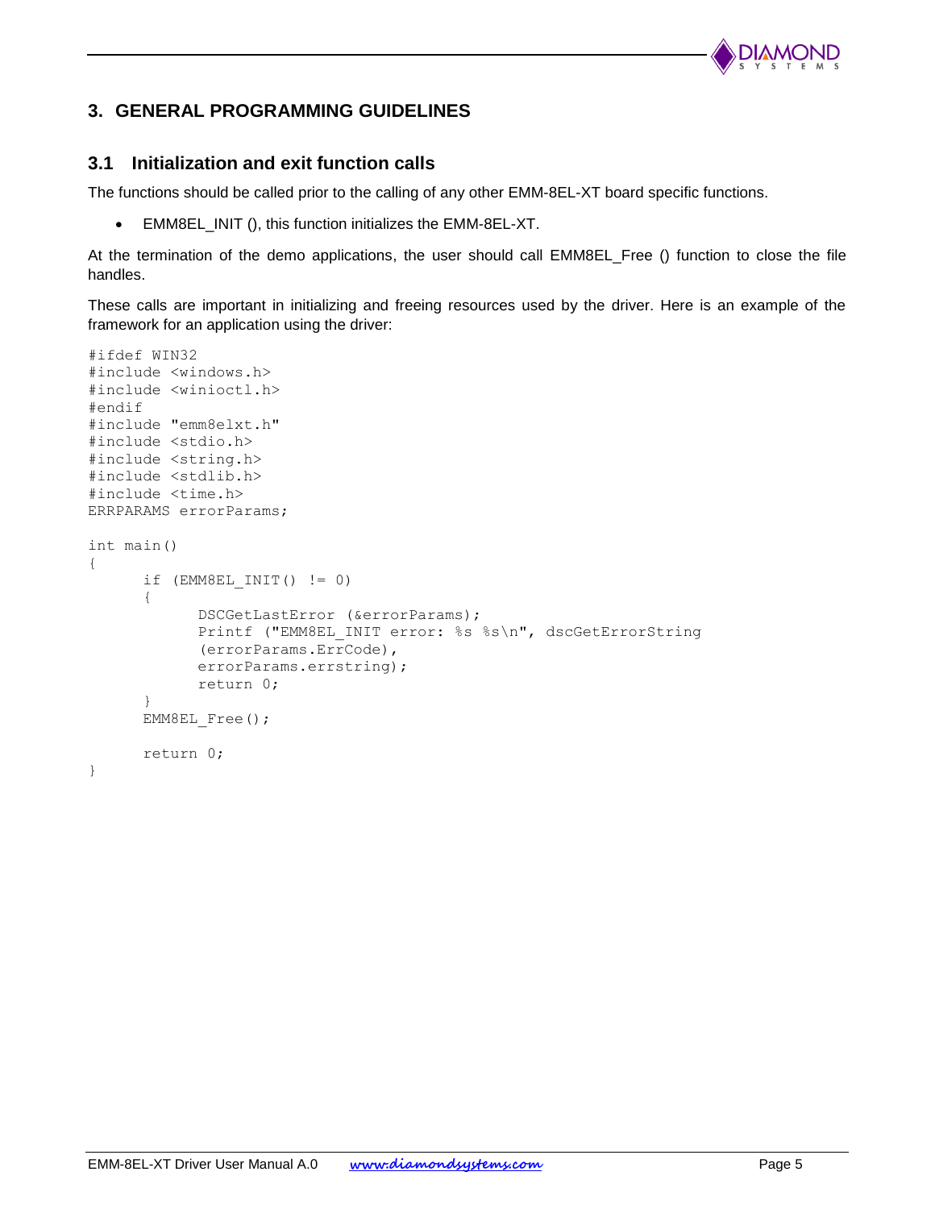## 3. GENERAL PROGRAMMING GUIDELINES

### 3.1 Initialization and exit function calls

The functions should be called prior to the calling of any other EMM-8EL-XT board specific functions.

- EMM8EL_INIT (), this function initializes the EMM-8EL-XT.

At the termination of the demo applications, the user should call EMM8EL_Free () function to close the file handles.

These calls are important in initializing and freeing resources used by the driver. Here is an example of the framework for an application using the driver:

```
#ifdef WIN32
#include <windows.h>
#include <winioctl.h>
#endif
#include "emm8elxt.h"
#include <stdio.h>
#include <string.h>
#include <stdlib.h>
#include <time.h>
ERRPARAMS errorParams;

int main()
{
      if (EMM8EL_INIT() != 0)
      {
            DSCGetLastError (&errorParams);
            Printf ("EMM8EL_INIT error: %s %s\n", dscGetErrorString
            (errorParams.ErrCode),
            errorParams.errstring);
            return 0;
      }
      EMM8EL_Free();

      return 0;
}
```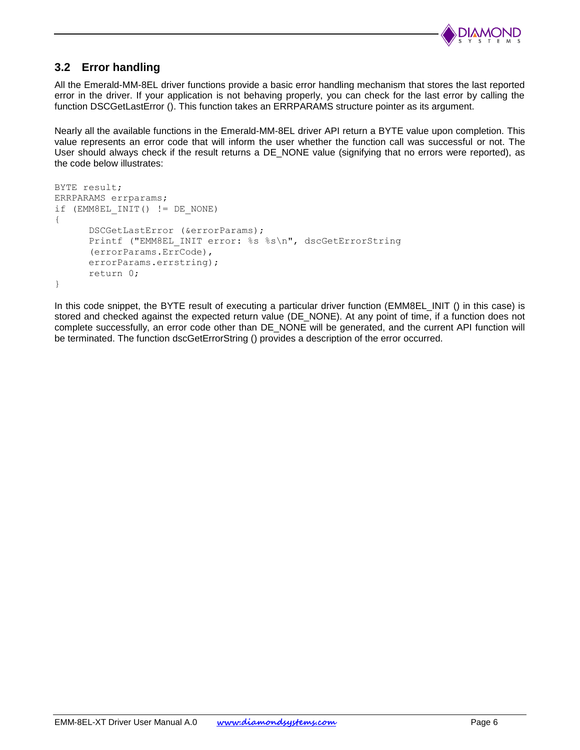## 3.2 Error handling

All the Emerald-MM-8EL driver functions provide a basic error handling mechanism that stores the last reported error in the driver. If your application is not behaving properly, you can check for the last error by calling the function DSCGetLastError (). This function takes an ERRPARAMS structure pointer as its argument.

Nearly all the available functions in the Emerald-MM-8EL driver API return a BYTE value upon completion. This value represents an error code that will inform the user whether the function call was successful or not. The User should always check if the result returns a DE_NONE value (signifying that no errors were reported), as the code below illustrates:

```
BYTE result;
ERRPARAMS errparams;
if (EMM8EL_INIT() != DE_NONE)
{
      DSCGetLastError (&errorParams);
      Printf ("EMM8EL_INIT error: %s %s\n", dscGetErrorString
      (errorParams.ErrCode),
      errorParams.errstring);
      return 0;
}
```

In this code snippet, the BYTE result of executing a particular driver function (EMM8EL_INIT () in this case) is stored and checked against the expected return value (DE_NONE). At any point of time, if a function does not complete successfully, an error code other than DE_NONE will be generated, and the current API function will be terminated. The function dscGetErrorString () provides a description of the error occurred.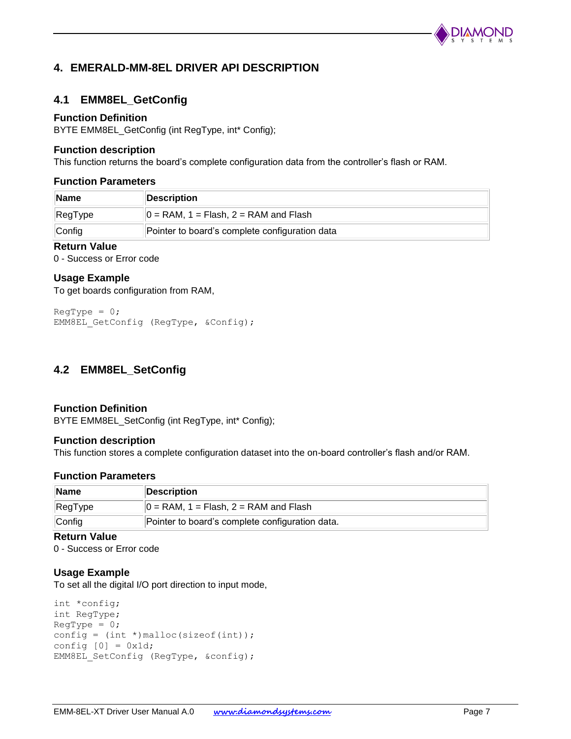# 4. EMERALD-MM-8EL DRIVER API DESCRIPTION

## 4.1 EMM8EL_GetConfig

### Function Definition

BYTE EMM8EL_GetConfig (int RegType, int* Config);

### Function description

This function returns the board's complete configuration data from the controller's flash or RAM.

### Function Parameters

| Name | Description |
|---|---|
| RegType | 0 = RAM, 1 = Flash, 2 = RAM and Flash |
| Config | Pointer to board's complete configuration data |

### Return Value

0 - Success or Error code

### Usage Example

To get boards configuration from RAM,

```
RegType = 0;
EMM8EL_GetConfig (RegType, &Config);
```

## 4.2 EMM8EL_SetConfig

### Function Definition

BYTE EMM8EL_SetConfig (int RegType, int* Config);

### Function description

This function stores a complete configuration dataset into the on-board controller's flash and/or RAM.

### Function Parameters

| Name | Description |
|---|---|
| RegType | 0 = RAM, 1 = Flash, 2 = RAM and Flash |
| Config | Pointer to board's complete configuration data. |

### Return Value

0 - Success or Error code

### Usage Example

To set all the digital I/O port direction to input mode,

```
int *config;
int RegType;
RegType = 0;
config = (int *)malloc(sizeof(int));
config [0] = 0x1d;
EMM8EL_SetConfig (RegType, &config);
```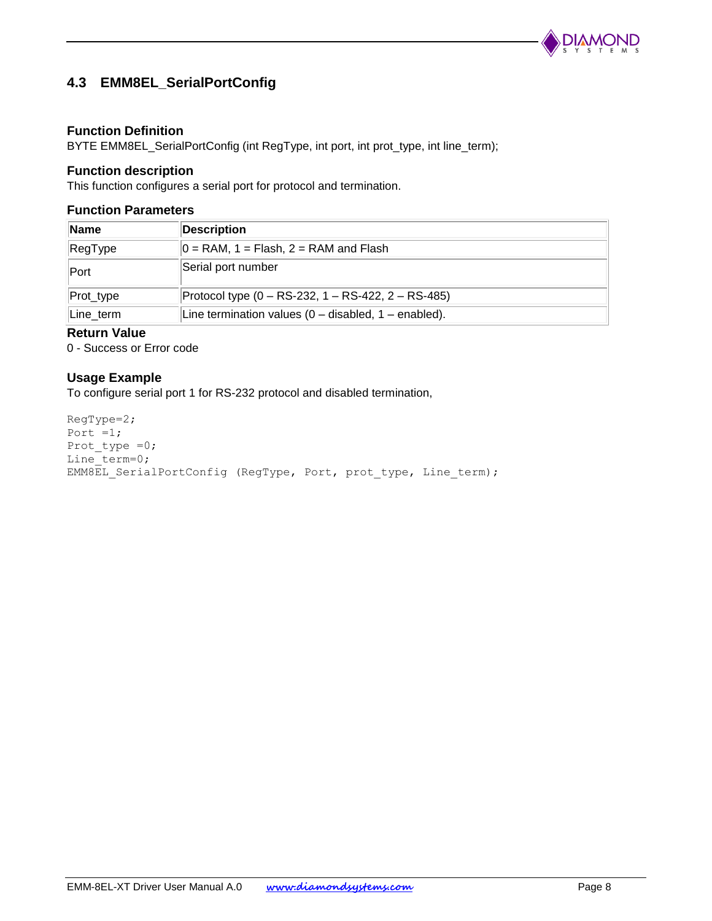## 4.3 EMM8EL_SerialPortConfig

### Function Definition

BYTE EMM8EL_SerialPortConfig (int RegType, int port, int prot_type, int line_term);

### Function description

This function configures a serial port for protocol and termination.

### Function Parameters

| Name | Description |
|---|---|
| RegType | 0 = RAM, 1 = Flash, 2 = RAM and Flash |
| Port | Serial port number |
| Prot_type | Protocol type (0 – RS-232, 1 – RS-422, 2 – RS-485) |
| Line_term | Line termination values (0 – disabled, 1 – enabled). |

### Return Value

0 - Success or Error code

### Usage Example

To configure serial port 1 for RS-232 protocol and disabled termination,

```
RegType=2;
Port =1;
Prot_type =0;
Line_term=0;
EMM8EL_SerialPortConfig (RegType, Port, prot_type, Line_term);
```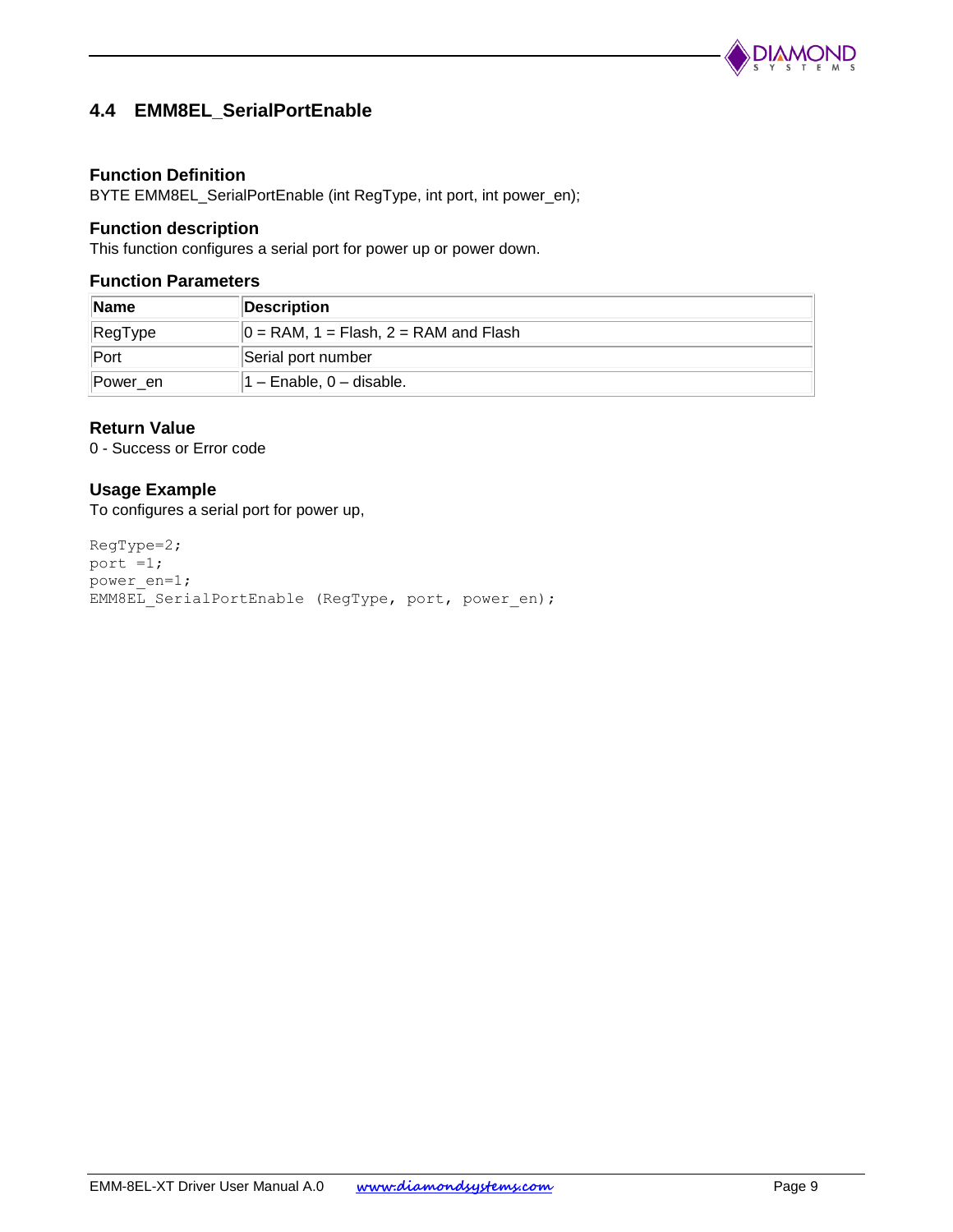## 4.4 EMM8EL_SerialPortEnable

### Function Definition

BYTE EMM8EL_SerialPortEnable (int RegType, int port, int power_en);

### Function description

This function configures a serial port for power up or power down.

### Function Parameters

| Name | Description |
|---|---|
| RegType | 0 = RAM, 1 = Flash, 2 = RAM and Flash |
| Port | Serial port number |
| Power_en | 1 – Enable, 0 – disable. |

### Return Value

0 - Success or Error code

### Usage Example

To configures a serial port for power up,

```
RegType=2;
port =1;
power_en=1;
EMM8EL_SerialPortEnable (RegType, port, power_en);
```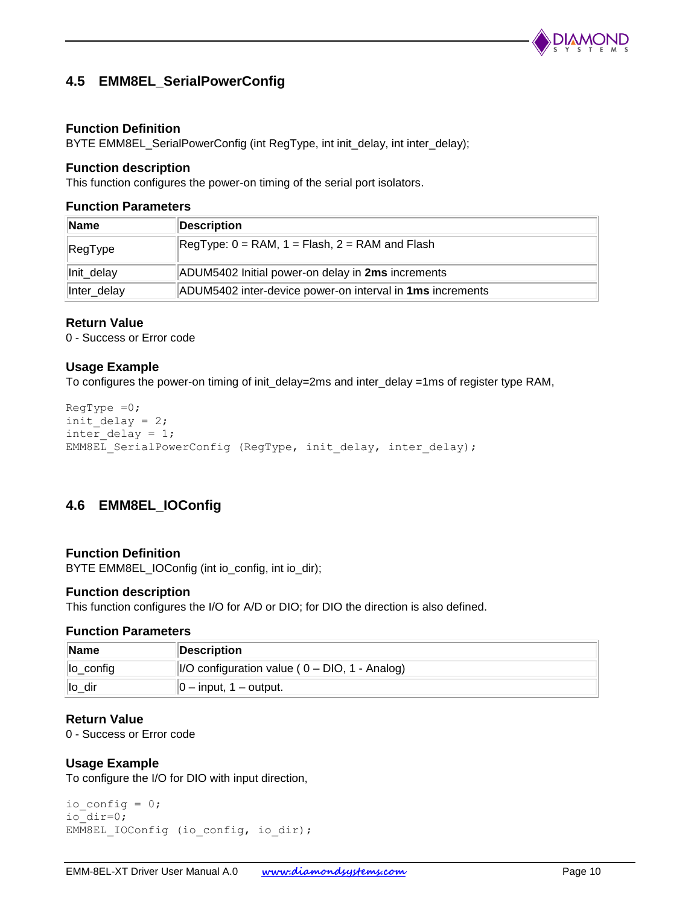## 4.5 EMM8EL_SerialPowerConfig

### Function Definition

BYTE EMM8EL_SerialPowerConfig (int RegType, int init_delay, int inter_delay);

### Function description

This function configures the power-on timing of the serial port isolators.

### Function Parameters

| Name | Description |
|---|---|
| RegType | RegType: 0 = RAM, 1 = Flash, 2 = RAM and Flash |
| Init_delay | ADUM5402 Initial power-on delay in **2ms** increments |
| Inter_delay | ADUM5402 inter-device power-on interval in **1ms** increments |

### Return Value

0 - Success or Error code

### Usage Example

To configures the power-on timing of init_delay=2ms and inter_delay =1ms of register type RAM,

```
RegType =0;
init_delay = 2;
inter_delay = 1;
EMM8EL_SerialPowerConfig (RegType, init_delay, inter_delay);
```

## 4.6 EMM8EL_IOConfig

### Function Definition

BYTE EMM8EL_IOConfig (int io_config, int io_dir);

### Function description

This function configures the I/O for A/D or DIO; for DIO the direction is also defined.

### Function Parameters

| Name | Description |
|---|---|
| Io_config | I/O configuration value ( 0 – DIO, 1 - Analog) |
| Io_dir | 0 – input, 1 – output. |

### Return Value

0 - Success or Error code

### Usage Example

To configure the I/O for DIO with input direction,

```
io_config = 0;
io_dir=0;
EMM8EL_IOConfig (io_config, io_dir);
```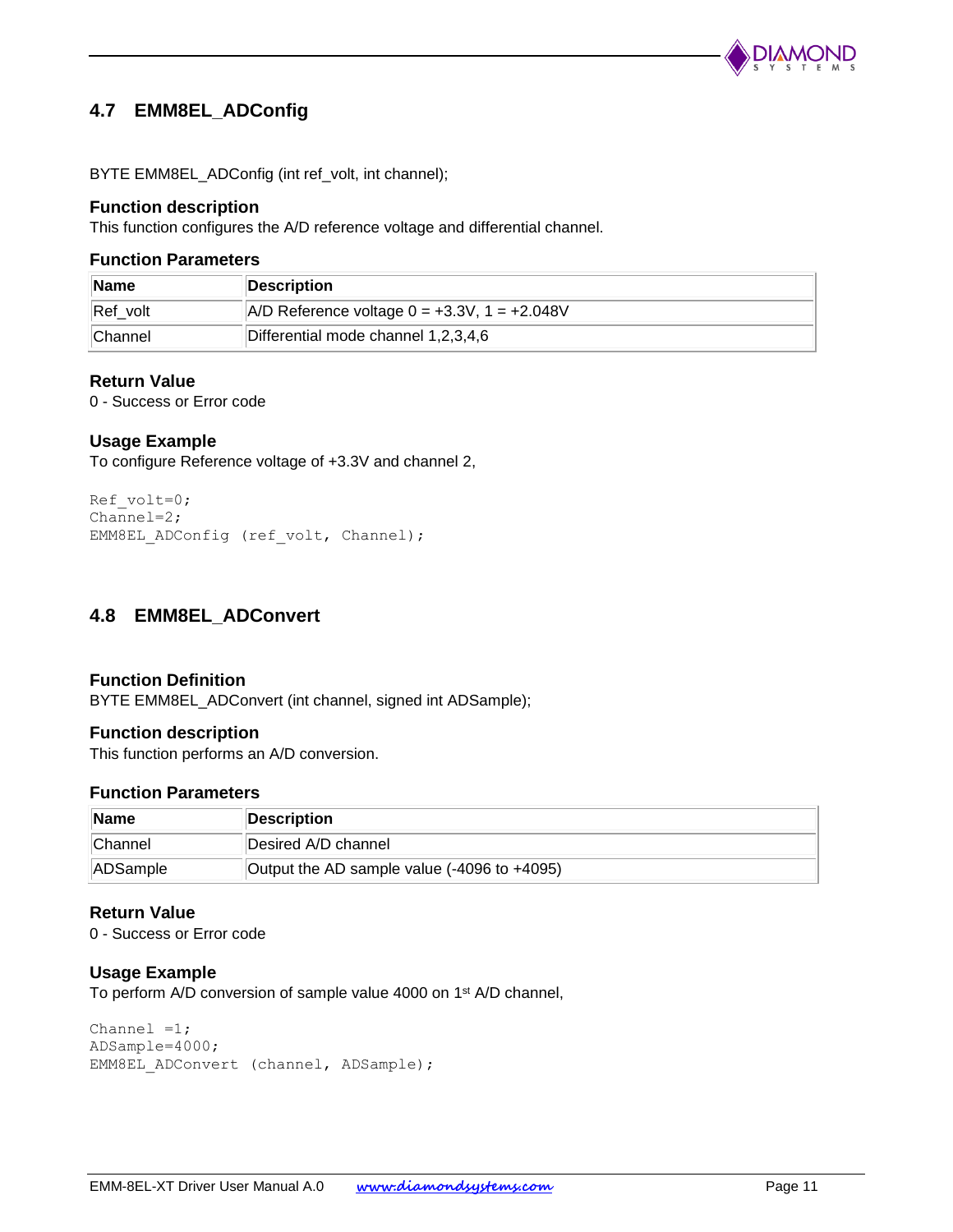## 4.7 EMM8EL_ADConfig

BYTE EMM8EL_ADConfig (int ref_volt, int channel);

### Function description

This function configures the A/D reference voltage and differential channel.

### Function Parameters

| Name | Description |
|---|---|
| Ref_volt | A/D Reference voltage 0 = +3.3V, 1 = +2.048V |
| Channel | Differential mode channel 1,2,3,4,6 |

### Return Value

0 - Success or Error code

### Usage Example

To configure Reference voltage of +3.3V and channel 2,

```
Ref_volt=0;
Channel=2;
EMM8EL_ADConfig (ref_volt, Channel);
```

## 4.8 EMM8EL_ADConvert

### Function Definition

BYTE EMM8EL_ADConvert (int channel, signed int ADSample);

### Function description

This function performs an A/D conversion.

### Function Parameters

| Name | Description |
|---|---|
| Channel | Desired A/D channel |
| ADSample | Output the AD sample value (-4096 to +4095) |

### Return Value

0 - Success or Error code

### Usage Example

To perform A/D conversion of sample value 4000 on 1st A/D channel,

```
Channel =1;
ADSample=4000;
EMM8EL_ADConvert (channel, ADSample);
```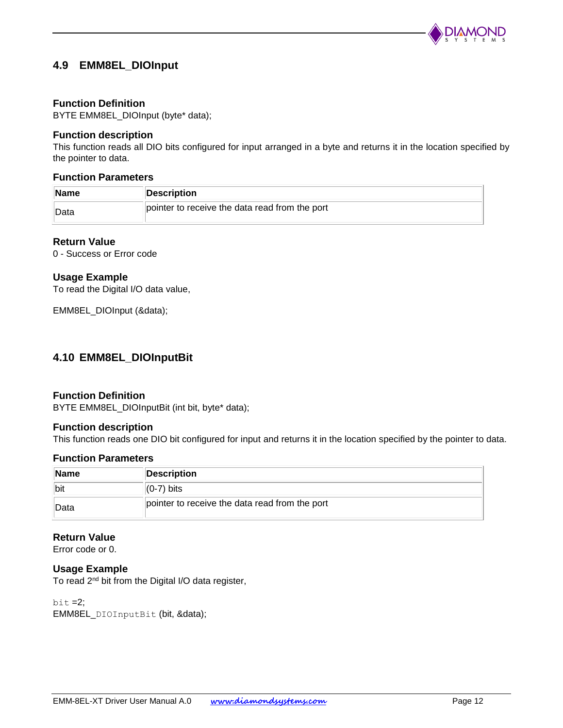## 4.9 EMM8EL_DIOInput

### Function Definition

BYTE EMM8EL_DIOInput (byte* data);

### Function description

This function reads all DIO bits configured for input arranged in a byte and returns it in the location specified by the pointer to data.

### Function Parameters

| Name | Description |
|---|---|
| Data | pointer to receive the data read from the port |

### Return Value

0 - Success or Error code

### Usage Example

To read the Digital I/O data value,

```
EMM8EL_DIOInput (&data);
```

## 4.10 EMM8EL_DIOInputBit

### Function Definition

BYTE EMM8EL_DIOInputBit (int bit, byte* data);

### Function description

This function reads one DIO bit configured for input and returns it in the location specified by the pointer to data.

### Function Parameters

| Name | Description |
|---|---|
| bit | (0-7) bits |
| Data | pointer to receive the data read from the port |

### Return Value

Error code or 0.

### Usage Example

To read 2nd bit from the Digital I/O data register,

```
bit =2;
EMM8EL_DIOInputBit (bit, &data);
```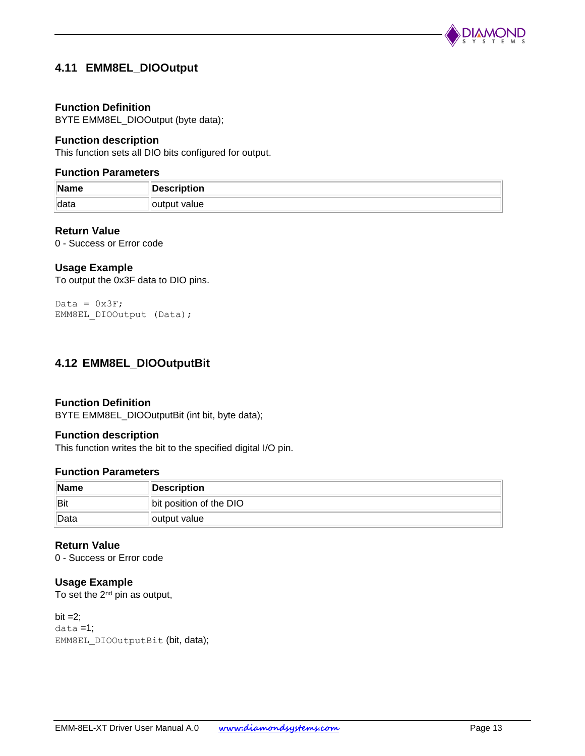## 4.11 EMM8EL_DIOOutput

### Function Definition

BYTE EMM8EL_DIOOutput (byte data);

### Function description

This function sets all DIO bits configured for output.

### Function Parameters

| Name | Description |
|---|---|
| data | output value |

### Return Value

0 - Success or Error code

### Usage Example

To output the 0x3F data to DIO pins.

```
Data = 0x3F;
EMM8EL_DIOOutput (Data);
```

## 4.12 EMM8EL_DIOOutputBit

### Function Definition

BYTE EMM8EL_DIOOutputBit (int bit, byte data);

### Function description

This function writes the bit to the specified digital I/O pin.

### Function Parameters

| Name | Description |
|---|---|
| Bit | bit position of the DIO |
| Data | output value |

### Return Value

0 - Success or Error code

### Usage Example

To set the 2nd pin as output,

```
bit =2;
data =1;
EMM8EL_DIOOutputBit (bit, data);
```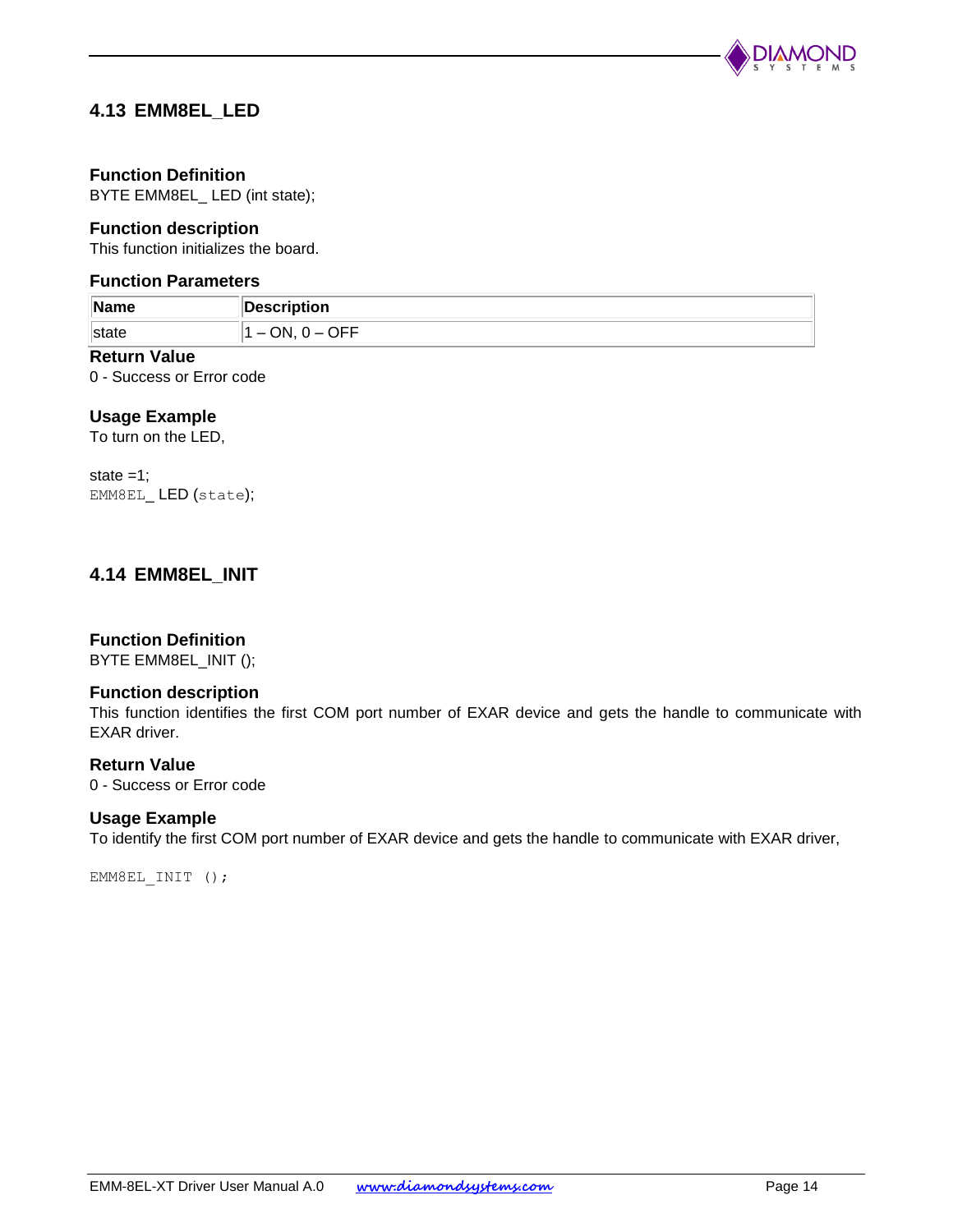## 4.13 EMM8EL_LED

### Function Definition

BYTE EMM8EL_ LED (int state);

### Function description

This function initializes the board.

### Function Parameters

| Name | Description |
| --- | --- |
| state | 1 – ON, 0 – OFF |

### Return Value

0 - Success or Error code

### Usage Example

To turn on the LED,

```
state =1;
EMM8EL_ LED (state);
```

## 4.14 EMM8EL_INIT

### Function Definition

BYTE EMM8EL_INIT ();

### Function description

This function identifies the first COM port number of EXAR device and gets the handle to communicate with EXAR driver.

### Return Value

0 - Success or Error code

### Usage Example

To identify the first COM port number of EXAR device and gets the handle to communicate with EXAR driver,

```
EMM8EL_INIT ();
```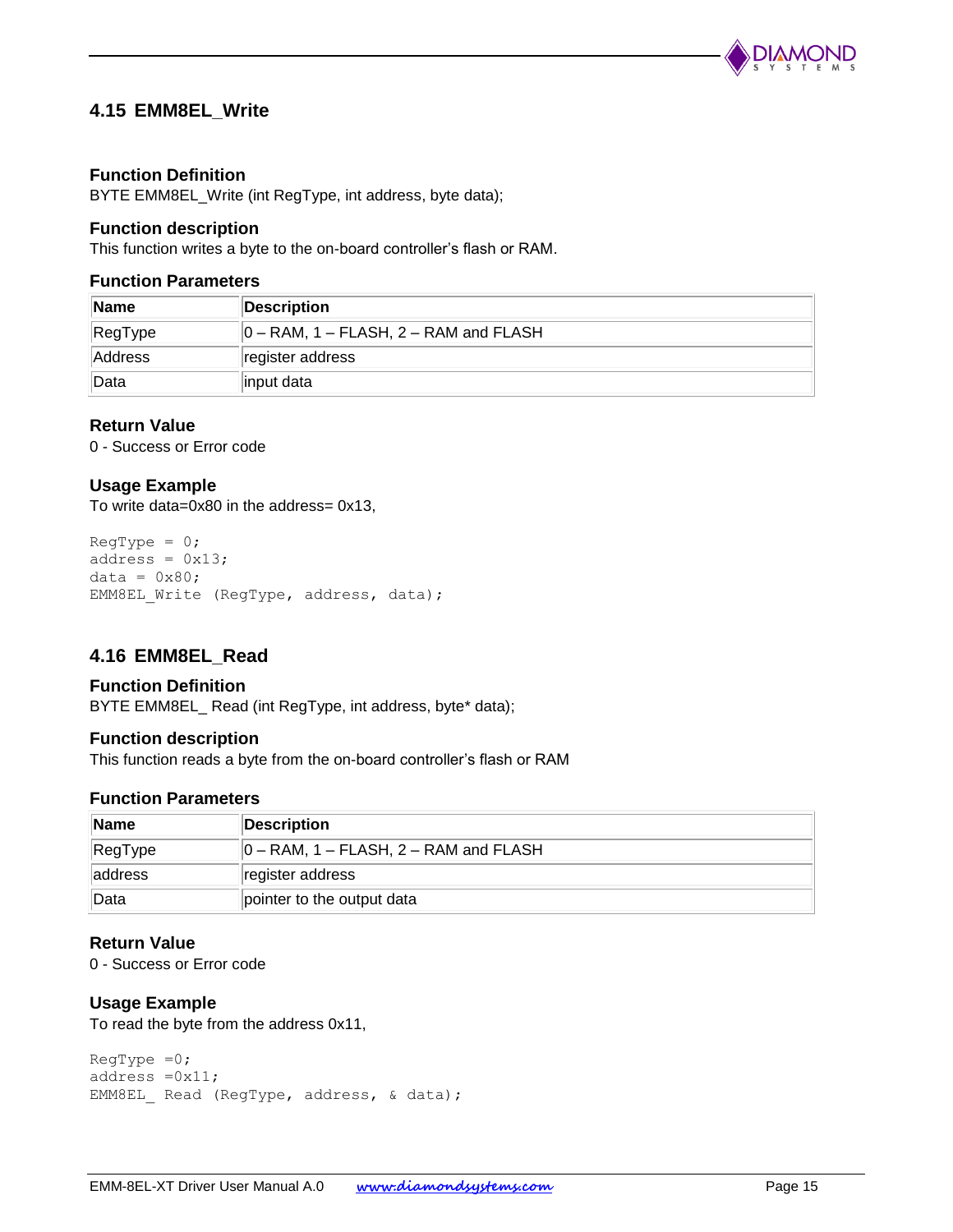## 4.15 EMM8EL_Write

### Function Definition

BYTE EMM8EL_Write (int RegType, int address, byte data);

### Function description

This function writes a byte to the on-board controller's flash or RAM.

### Function Parameters

| Name | Description |
|---|---|
| RegType | 0 – RAM, 1 – FLASH, 2 – RAM and FLASH |
| Address | register address |
| Data | input data |

### Return Value

0 - Success or Error code

### Usage Example

To write data=0x80 in the address= 0x13,

```
RegType = 0;
address = 0x13;
data = 0x80;
EMM8EL_Write (RegType, address, data);
```

## 4.16 EMM8EL_Read

### Function Definition

BYTE EMM8EL_ Read (int RegType, int address, byte* data);

### Function description

This function reads a byte from the on-board controller's flash or RAM

### Function Parameters

| Name | Description |
|---|---|
| RegType | 0 – RAM, 1 – FLASH, 2 – RAM and FLASH |
| address | register address |
| Data | pointer to the output data |

### Return Value

0 - Success or Error code

### Usage Example

To read the byte from the address 0x11,

```
RegType =0;
address =0x11;
EMM8EL_ Read (RegType, address, & data);
```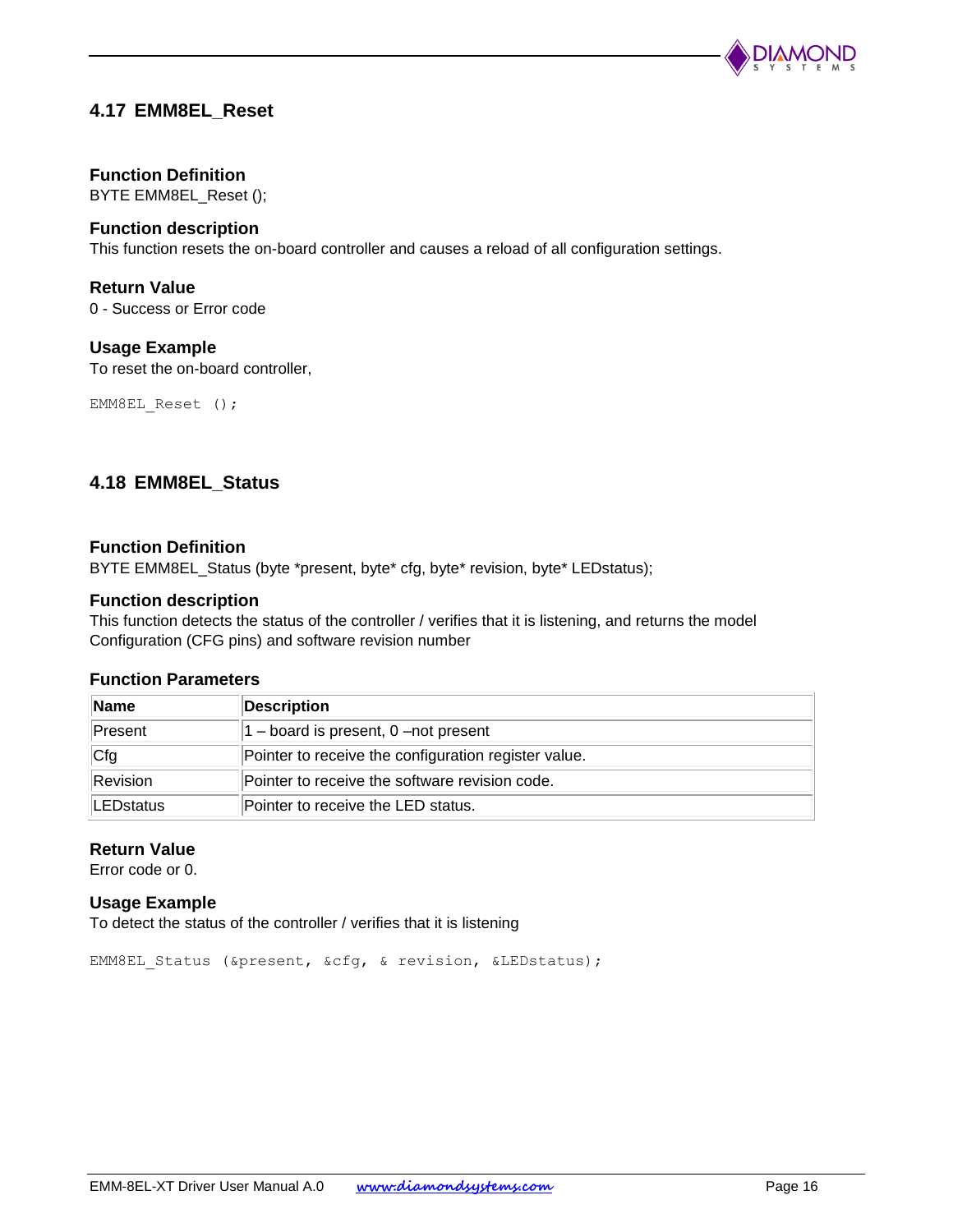## 4.17 EMM8EL_Reset

### Function Definition

BYTE EMM8EL_Reset ();

### Function description

This function resets the on-board controller and causes a reload of all configuration settings.

### Return Value

0 - Success or Error code

### Usage Example

To reset the on-board controller,

```
EMM8EL_Reset ();
```

## 4.18 EMM8EL_Status

### Function Definition

BYTE EMM8EL_Status (byte *present, byte* cfg, byte* revision, byte* LEDstatus);

### Function description

This function detects the status of the controller / verifies that it is listening, and returns the model Configuration (CFG pins) and software revision number

### Function Parameters

| Name | Description |
| --- | --- |
| Present | 1 – board is present, 0 –not present |
| Cfg | Pointer to receive the configuration register value. |
| Revision | Pointer to receive the software revision code. |
| LEDstatus | Pointer to receive the LED status. |

### Return Value

Error code or 0.

### Usage Example

To detect the status of the controller / verifies that it is listening

```
EMM8EL_Status (&present, &cfg, & revision, &LEDstatus);
```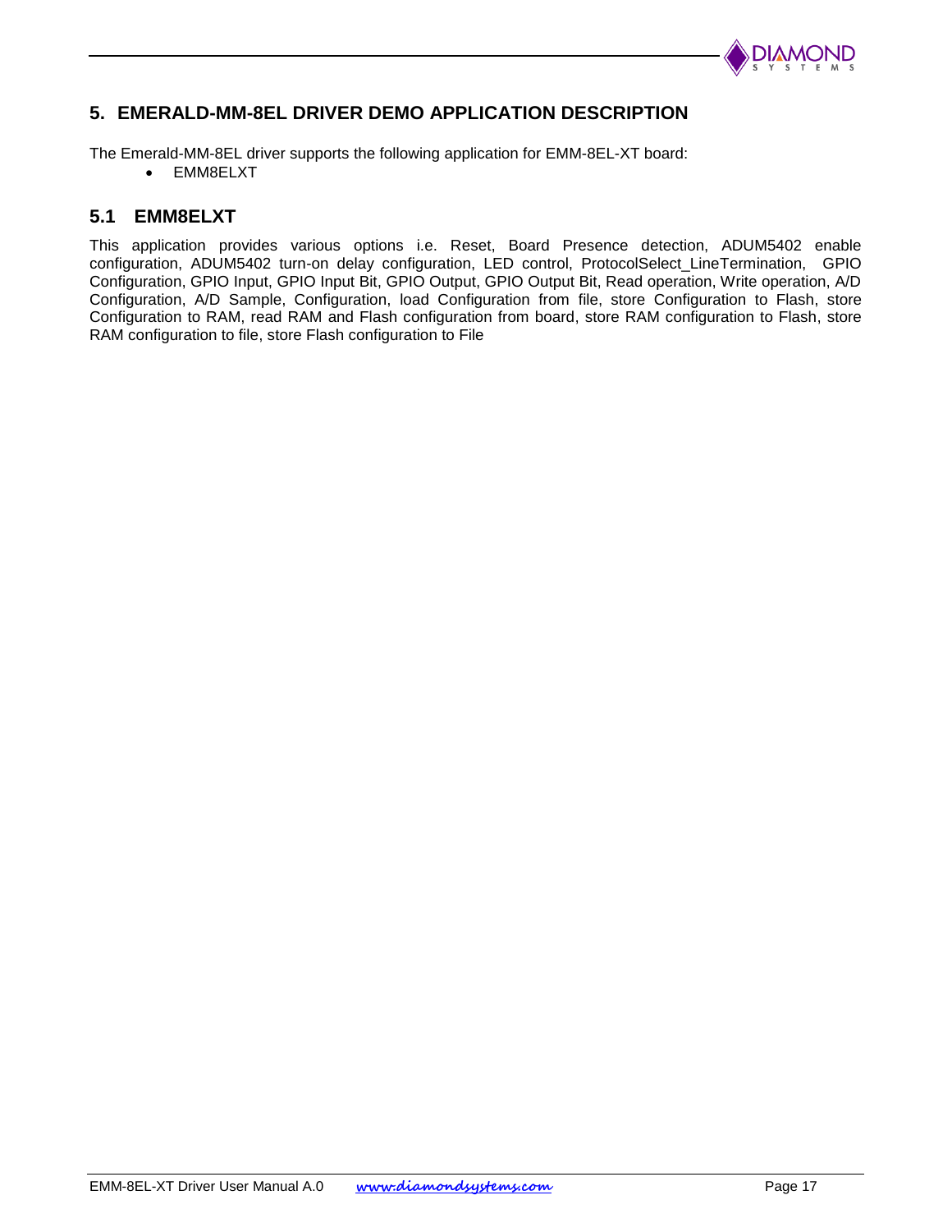# 5. EMERALD-MM-8EL DRIVER DEMO APPLICATION DESCRIPTION

The Emerald-MM-8EL driver supports the following application for EMM-8EL-XT board:

- EMM8ELXT

## 5.1 EMM8ELXT

This application provides various options i.e. Reset, Board Presence detection, ADUM5402 enable configuration, ADUM5402 turn-on delay configuration, LED control, ProtocolSelect_LineTermination, GPIO Configuration, GPIO Input, GPIO Input Bit, GPIO Output, GPIO Output Bit, Read operation, Write operation, A/D Configuration, A/D Sample, Configuration, load Configuration from file, store Configuration to Flash, store Configuration to RAM, read RAM and Flash configuration from board, store RAM configuration to Flash, store RAM configuration to file, store Flash configuration to File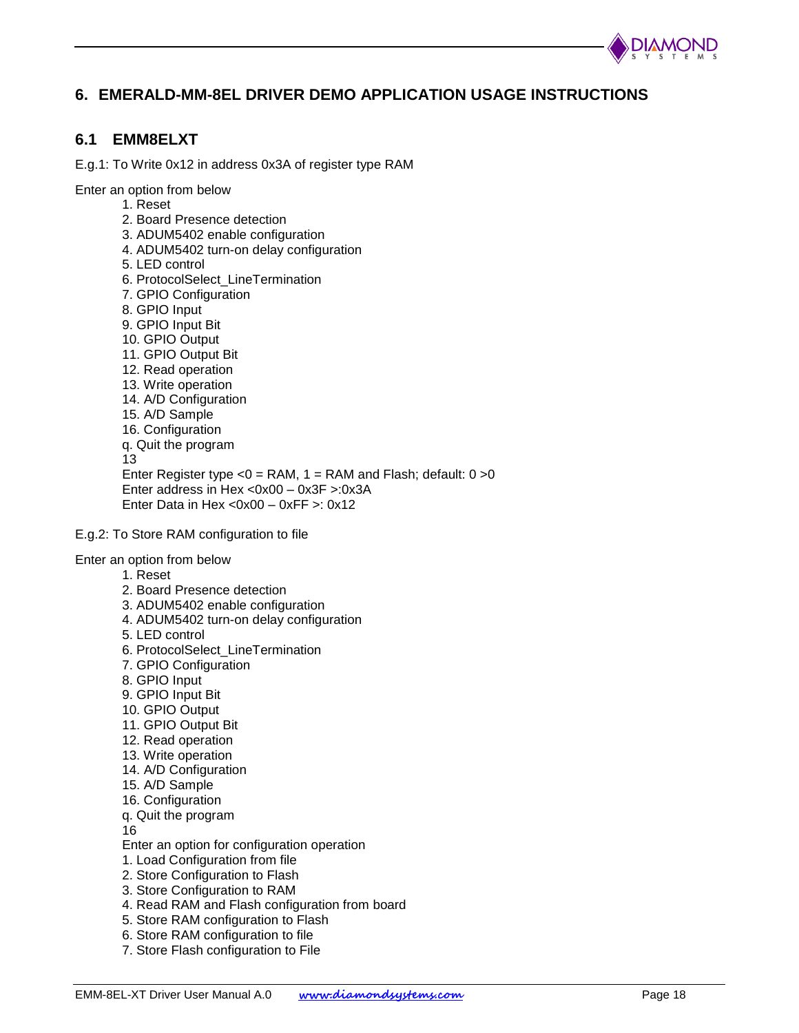# 6. EMERALD-MM-8EL DRIVER DEMO APPLICATION USAGE INSTRUCTIONS

## 6.1 EMM8ELXT

E.g.1: To Write 0x12 in address 0x3A of register type RAM

Enter an option from below

```
1. Reset
2. Board Presence detection
3. ADUM5402 enable configuration
4. ADUM5402 turn-on delay configuration
5. LED control
6. ProtocolSelect_LineTermination
7. GPIO Configuration
8. GPIO Input
9. GPIO Input Bit
10. GPIO Output
11. GPIO Output Bit
12. Read operation
13. Write operation
14. A/D Configuration
15. A/D Sample
16. Configuration
q. Quit the program
13
Enter Register type <0 = RAM, 1 = RAM and Flash; default: 0 >0
Enter address in Hex <0x00 – 0x3F >:0x3A
Enter Data in Hex <0x00 – 0xFF >: 0x12
```

E.g.2: To Store RAM configuration to file

Enter an option from below

```
1. Reset
2. Board Presence detection
3. ADUM5402 enable configuration
4. ADUM5402 turn-on delay configuration
5. LED control
6. ProtocolSelect_LineTermination
7. GPIO Configuration
8. GPIO Input
9. GPIO Input Bit
10. GPIO Output
11. GPIO Output Bit
12. Read operation
13. Write operation
14. A/D Configuration
15. A/D Sample
16. Configuration
q. Quit the program
16
Enter an option for configuration operation
1. Load Configuration from file
2. Store Configuration to Flash
3. Store Configuration to RAM
4. Read RAM and Flash configuration from board
5. Store RAM configuration to Flash
6. Store RAM configuration to file
7. Store Flash configuration to File
```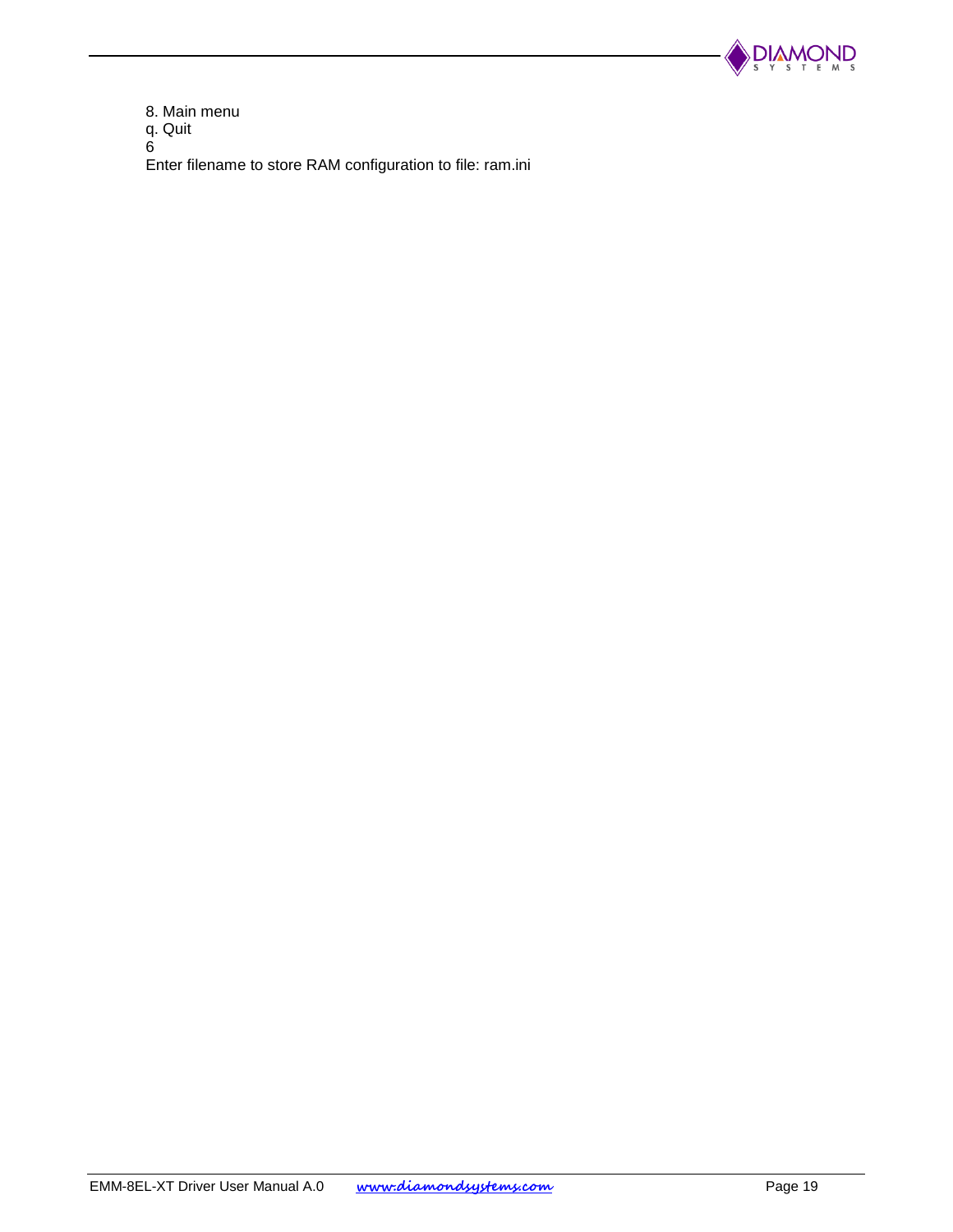8. Main menu
q. Quit
6
Enter filename to store RAM configuration to file: ram.ini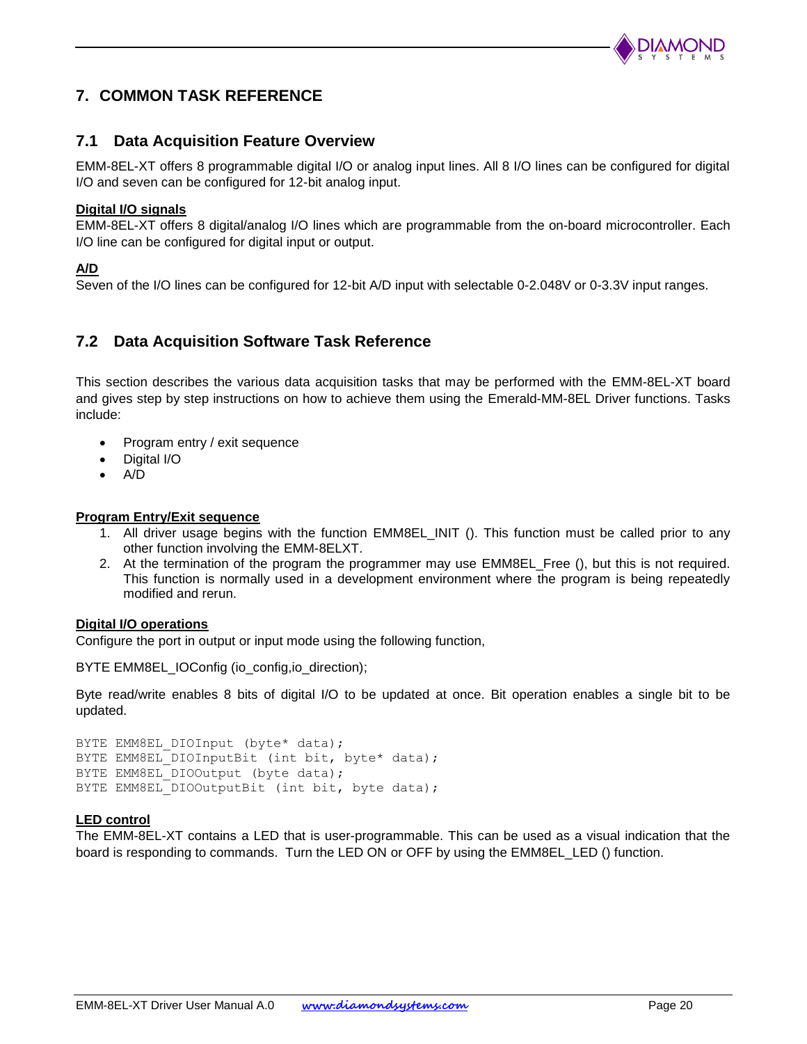# 7. COMMON TASK REFERENCE

## 7.1 Data Acquisition Feature Overview

EMM-8EL-XT offers 8 programmable digital I/O or analog input lines. All 8 I/O lines can be configured for digital I/O and seven can be configured for 12-bit analog input.

**Digital I/O signals**

EMM-8EL-XT offers 8 digital/analog I/O lines which are programmable from the on-board microcontroller. Each I/O line can be configured for digital input or output.

**A/D**

Seven of the I/O lines can be configured for 12-bit A/D input with selectable 0-2.048V or 0-3.3V input ranges.

## 7.2 Data Acquisition Software Task Reference

This section describes the various data acquisition tasks that may be performed with the EMM-8EL-XT board and gives step by step instructions on how to achieve them using the Emerald-MM-8EL Driver functions. Tasks include:

- Program entry / exit sequence
- Digital I/O
- A/D

**Program Entry/Exit sequence**

1. All driver usage begins with the function EMM8EL_INIT (). This function must be called prior to any other function involving the EMM-8ELXT.
2. At the termination of the program the programmer may use EMM8EL_Free (), but this is not required. This function is normally used in a development environment where the program is being repeatedly modified and rerun.

**Digital I/O operations**

Configure the port in output or input mode using the following function,

BYTE EMM8EL_IOConfig (io_config,io_direction);

Byte read/write enables 8 bits of digital I/O to be updated at once. Bit operation enables a single bit to be updated.

```
BYTE EMM8EL_DIOInput (byte* data);
BYTE EMM8EL_DIOInputBit (int bit, byte* data);
BYTE EMM8EL_DIOOutput (byte data);
BYTE EMM8EL_DIOOutputBit (int bit, byte data);
```

**LED control**

The EMM-8EL-XT contains a LED that is user-programmable. This can be used as a visual indication that the board is responding to commands. Turn the LED ON or OFF by using the EMM8EL_LED () function.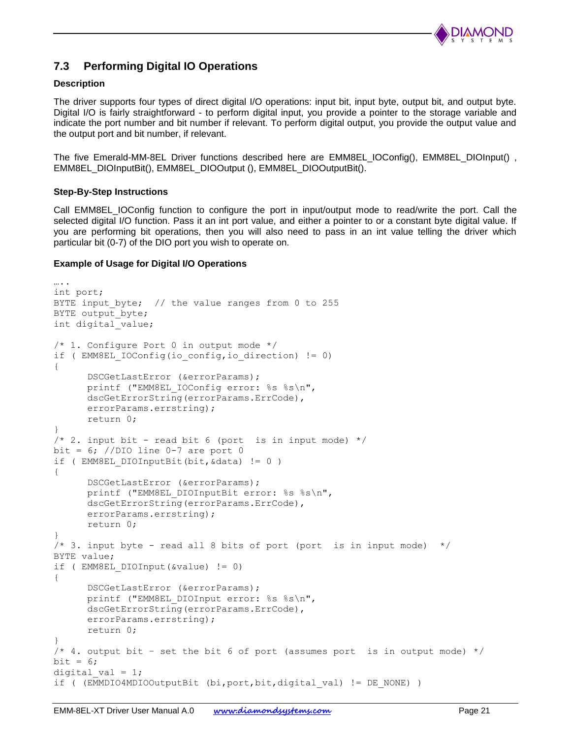## 7.3 Performing Digital IO Operations

**Description**

The driver supports four types of direct digital I/O operations: input bit, input byte, output bit, and output byte. Digital I/O is fairly straightforward - to perform digital input, you provide a pointer to the storage variable and indicate the port number and bit number if relevant. To perform digital output, you provide the output value and the output port and bit number, if relevant.

The five Emerald-MM-8EL Driver functions described here are EMM8EL_IOConfig(), EMM8EL_DIOInput() , EMM8EL_DIOInputBit(), EMM8EL_DIOOutput (), EMM8EL_DIOOutputBit().

**Step-By-Step Instructions**

Call EMM8EL_IOConfig function to configure the port in input/output mode to read/write the port. Call the selected digital I/O function. Pass it an int port value, and either a pointer to or a constant byte digital value. If you are performing bit operations, then you will also need to pass in an int value telling the driver which particular bit (0-7) of the DIO port you wish to operate on.

**Example of Usage for Digital I/O Operations**

```
…..
int port;
BYTE input_byte;  // the value ranges from 0 to 255
BYTE output_byte;
int digital_value;

/* 1. Configure Port 0 in output mode */
if ( EMM8EL_IOConfig(io_config,io_direction) != 0)
{
      DSCGetLastError (&errorParams);
      printf ("EMM8EL_IOConfig error: %s %s\n",
      dscGetErrorString(errorParams.ErrCode),
      errorParams.errstring);
      return 0;
}
/* 2. input bit - read bit 6 (port  is in input mode) */
bit = 6; //DIO line 0-7 are port 0
if ( EMM8EL_DIOInputBit(bit,&data) != 0 )
{
      DSCGetLastError (&errorParams);
      printf ("EMM8EL_DIOInputBit error: %s %s\n",
      dscGetErrorString(errorParams.ErrCode),
      errorParams.errstring);
      return 0;
}
/* 3. input byte - read all 8 bits of port (port  is in input mode)  */
BYTE value;
if ( EMM8EL_DIOInput(&value) != 0)
{
      DSCGetLastError (&errorParams);
      printf ("EMM8EL_DIOInput error: %s %s\n",
      dscGetErrorString(errorParams.ErrCode),
      errorParams.errstring);
      return 0;
}
/* 4. output bit – set the bit 6 of port (assumes port  is in output mode) */
bit = 6;
digital_val = 1;
if ( (EMMDIO4MDIOOutputBit (bi,port,bit,digital_val) != DE_NONE) )
```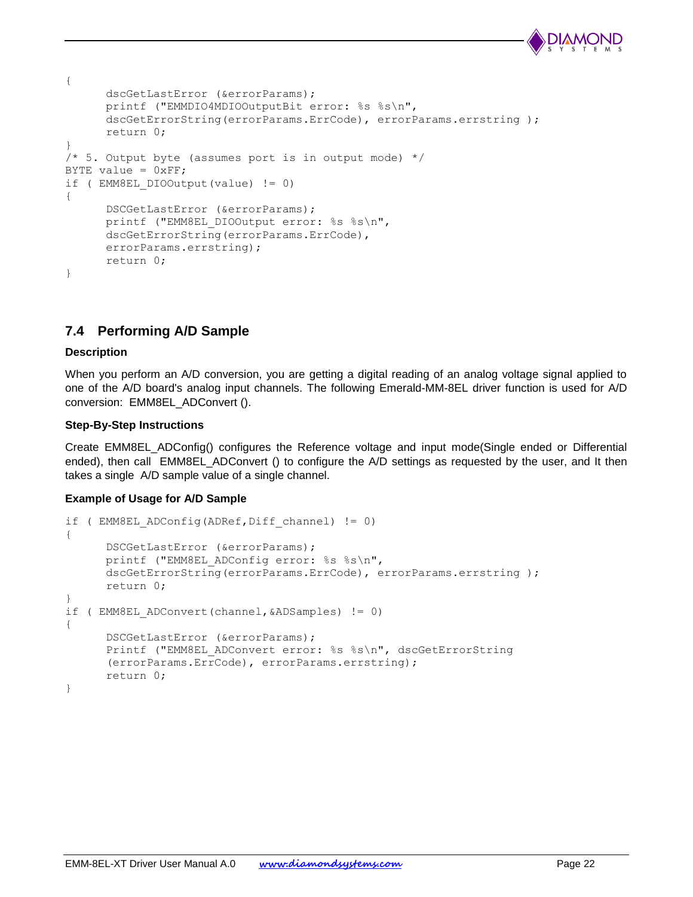```
{
      dscGetLastError (&errorParams);
      printf ("EMMDIO4MDIOOutputBit error: %s %s\n",
      dscGetErrorString(errorParams.ErrCode), errorParams.errstring );
      return 0;
}
/* 5. Output byte (assumes port is in output mode) */
BYTE value = 0xFF;
if ( EMM8EL_DIOOutput(value) != 0)
{
      DSCGetLastError (&errorParams);
      printf ("EMM8EL_DIOOutput error: %s %s\n",
      dscGetErrorString(errorParams.ErrCode),
      errorParams.errstring);
      return 0;
}
```

## 7.4 Performing A/D Sample

**Description**

When you perform an A/D conversion, you are getting a digital reading of an analog voltage signal applied to one of the A/D board's analog input channels. The following Emerald-MM-8EL driver function is used for A/D conversion: EMM8EL_ADConvert ().

**Step-By-Step Instructions**

Create EMM8EL_ADConfig() configures the Reference voltage and input mode(Single ended or Differential ended), then call EMM8EL_ADConvert () to configure the A/D settings as requested by the user, and It then takes a single A/D sample value of a single channel.

**Example of Usage for A/D Sample**

```
if ( EMM8EL_ADConfig(ADRef,Diff_channel) != 0)
{
      DSCGetLastError (&errorParams);
      printf ("EMM8EL_ADConfig error: %s %s\n",
      dscGetErrorString(errorParams.ErrCode), errorParams.errstring );
      return 0;
}
if ( EMM8EL_ADConvert(channel,&ADSamples) != 0)
{
      DSCGetLastError (&errorParams);
      Printf ("EMM8EL_ADConvert error: %s %s\n", dscGetErrorString
      (errorParams.ErrCode), errorParams.errstring);
      return 0;
}
```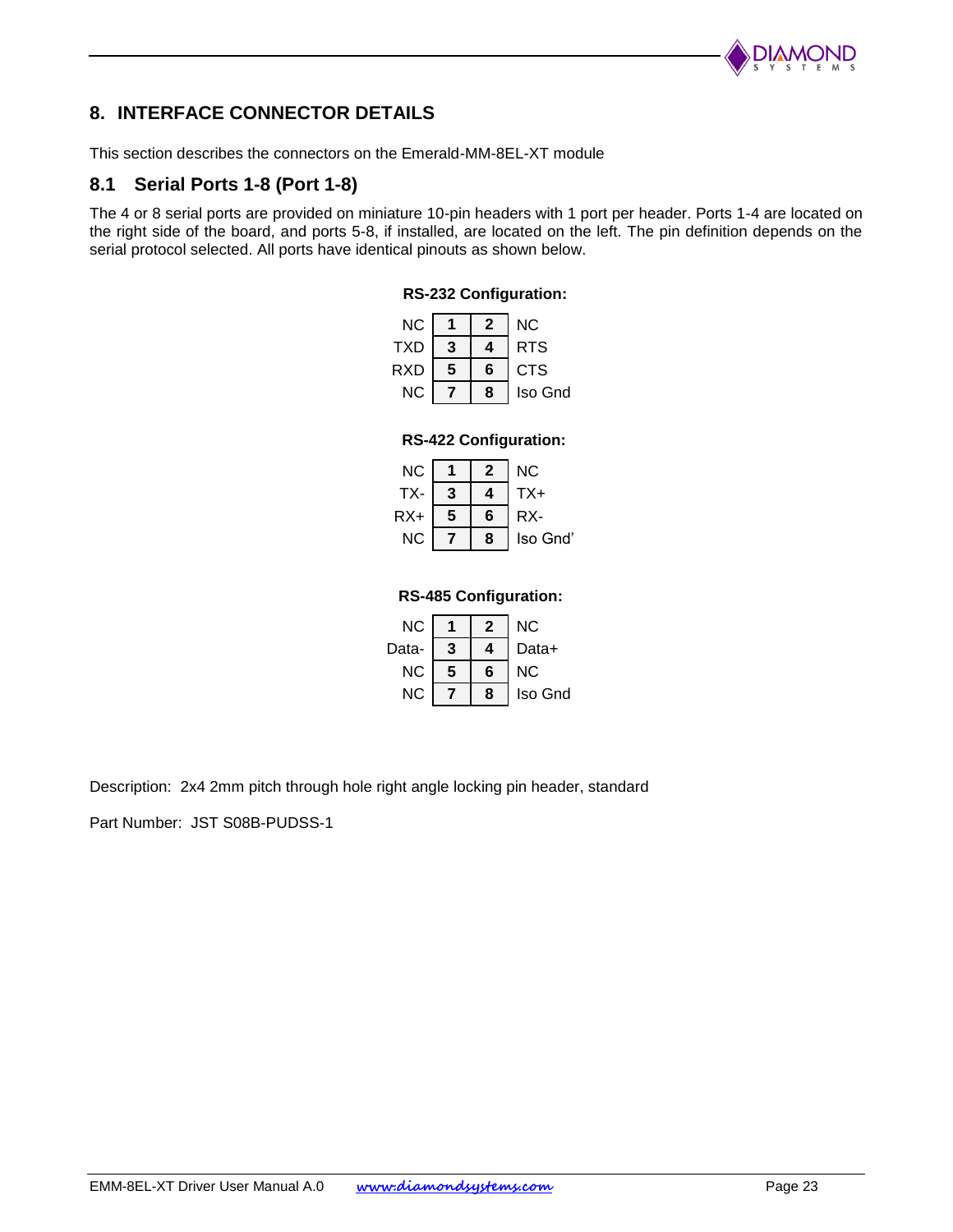## 8. INTERFACE CONNECTOR DETAILS

This section describes the connectors on the Emerald-MM-8EL-XT module

### 8.1 Serial Ports 1-8 (Port 1-8)

The 4 or 8 serial ports are provided on miniature 10-pin headers with 1 port per header. Ports 1-4 are located on the right side of the board, and ports 5-8, if installed, are located on the left. The pin definition depends on the serial protocol selected. All ports have identical pinouts as shown below.

**RS-232 Configuration:**

| Signal | Pin | Pin | Signal |
|---|---|---|---|
| NC | 1 | 2 | NC |
| TXD | 3 | 4 | RTS |
| RXD | 5 | 6 | CTS |
| NC | 7 | 8 | Iso Gnd |

**RS-422 Configuration:**

| Signal | Pin | Pin | Signal |
|---|---|---|---|
| NC | 1 | 2 | NC |
| TX- | 3 | 4 | TX+ |
| RX+ | 5 | 6 | RX- |
| NC | 7 | 8 | Iso Gnd' |

**RS-485 Configuration:**

| Signal | Pin | Pin | Signal |
|---|---|---|---|
| NC | 1 | 2 | NC |
| Data- | 3 | 4 | Data+ |
| NC | 5 | 6 | NC |
| NC | 7 | 8 | Iso Gnd |

Description: 2x4 2mm pitch through hole right angle locking pin header, standard

Part Number: JST S08B-PUDSS-1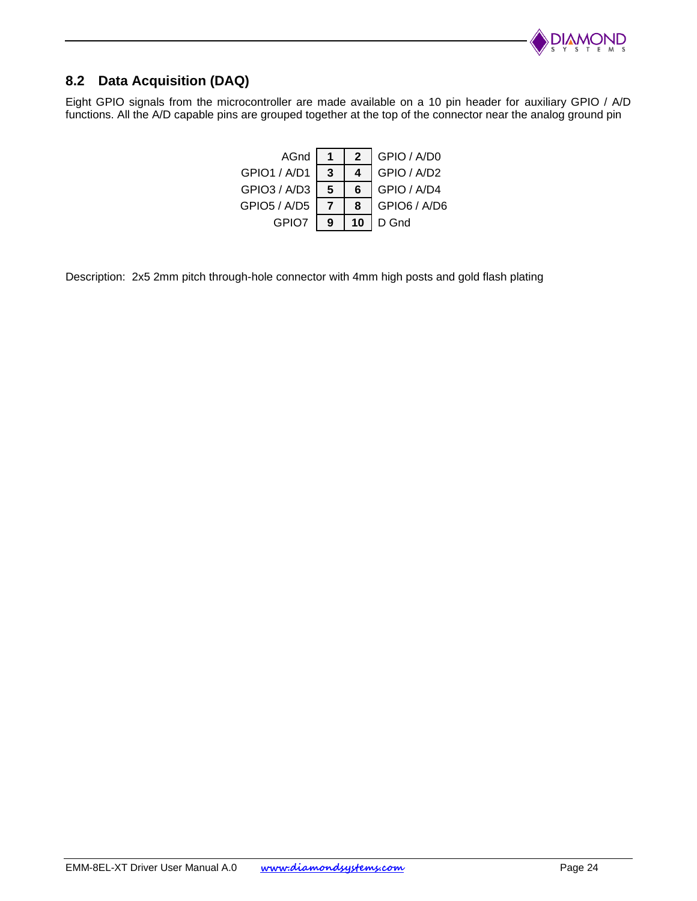## 8.2 Data Acquisition (DAQ)

Eight GPIO signals from the microcontroller are made available on a 10 pin header for auxiliary GPIO / A/D functions. All the A/D capable pins are grouped together at the top of the connector near the analog ground pin

| | | | |
|---|---|---|---|
| AGnd | 1 | 2 | GPIO / A/D0 |
| GPIO1 / A/D1 | 3 | 4 | GPIO / A/D2 |
| GPIO3 / A/D3 | 5 | 6 | GPIO / A/D4 |
| GPIO5 / A/D5 | 7 | 8 | GPIO6 / A/D6 |
| GPIO7 | 9 | 10 | D Gnd |

Description: 2x5 2mm pitch through-hole connector with 4mm high posts and gold flash plating